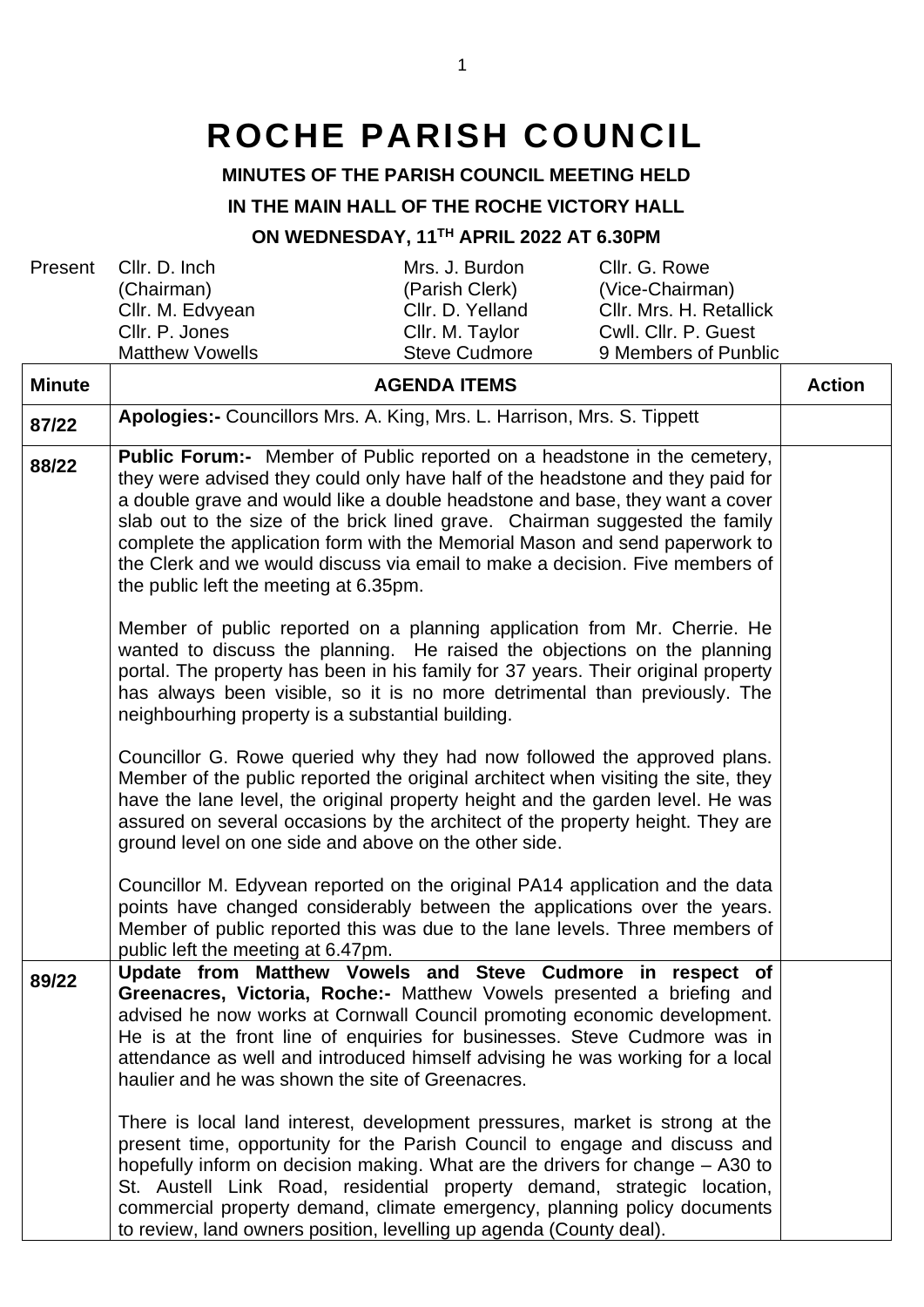# ROCHE PARISH COUNCIL

**MINUTES OF THE PARISH COUNCIL MEETING HELD**

**IN THE MAIN HALL OF THE ROCHE VICTORY HALL**

**ON WEDNESDAY, 11TH APRIL 2022 AT 6.30PM**

| Present | | | |
|---|---|---|---|
| | Cllr. D. Inch (Chairman) | Mrs. J. Burdon (Parish Clerk) | Cllr. G. Rowe (Vice-Chairman) |
| | Cllr. M. Edvyean | Cllr. D. Yelland | Cllr. Mrs. H. Retallick |
| | Cllr. P. Jones | Cllr. M. Taylor | Cwll. Cllr. P. Guest |
| | Matthew Vowells | Steve Cudmore | 9 Members of Punblic |

| Minute | AGENDA ITEMS | Action |
|---|---|---|
| 87/22 | **Apologies:-** Councillors Mrs. A. King, Mrs. L. Harrison, Mrs. S. Tippett | |
| 88/22 | **Public Forum:-** Member of Public reported on a headstone in the cemetery, they were advised they could only have half of the headstone and they paid for a double grave and would like a double headstone and base, they want a cover slab out to the size of the brick lined grave. Chairman suggested the family complete the application form with the Memorial Mason and send paperwork to the Clerk and we would discuss via email to make a decision. Five members of the public left the meeting at 6.35pm.<br><br>Member of public reported on a planning application from Mr. Cherrie. He wanted to discuss the planning. He raised the objections on the planning portal. The property has been in his family for 37 years. Their original property has always been visible, so it is no more detrimental than previously. The neighbourhing property is a substantial building.<br><br>Councillor G. Rowe queried why they had now followed the approved plans. Member of the public reported the original architect when visiting the site, they have the lane level, the original property height and the garden level. He was assured on several occasions by the architect of the property height. They are ground level on one side and above on the other side.<br><br>Councillor M. Edyvean reported on the original PA14 application and the data points have changed considerably between the applications over the years. Member of public reported this was due to the lane levels. Three members of public left the meeting at 6.47pm. | |
| 89/22 | **Update from Matthew Vowels and Steve Cudmore in respect of Greenacres, Victoria, Roche:-** Matthew Vowels presented a briefing and advised he now works at Cornwall Council promoting economic development. He is at the front line of enquiries for businesses. Steve Cudmore was in attendance as well and introduced himself advising he was working for a local haulier and he was shown the site of Greenacres.<br><br>There is local land interest, development pressures, market is strong at the present time, opportunity for the Parish Council to engage and discuss and hopefully inform on decision making. What are the drivers for change – A30 to St. Austell Link Road, residential property demand, strategic location, commercial property demand, climate emergency, planning policy documents to review, land owners position, levelling up agenda (County deal). | |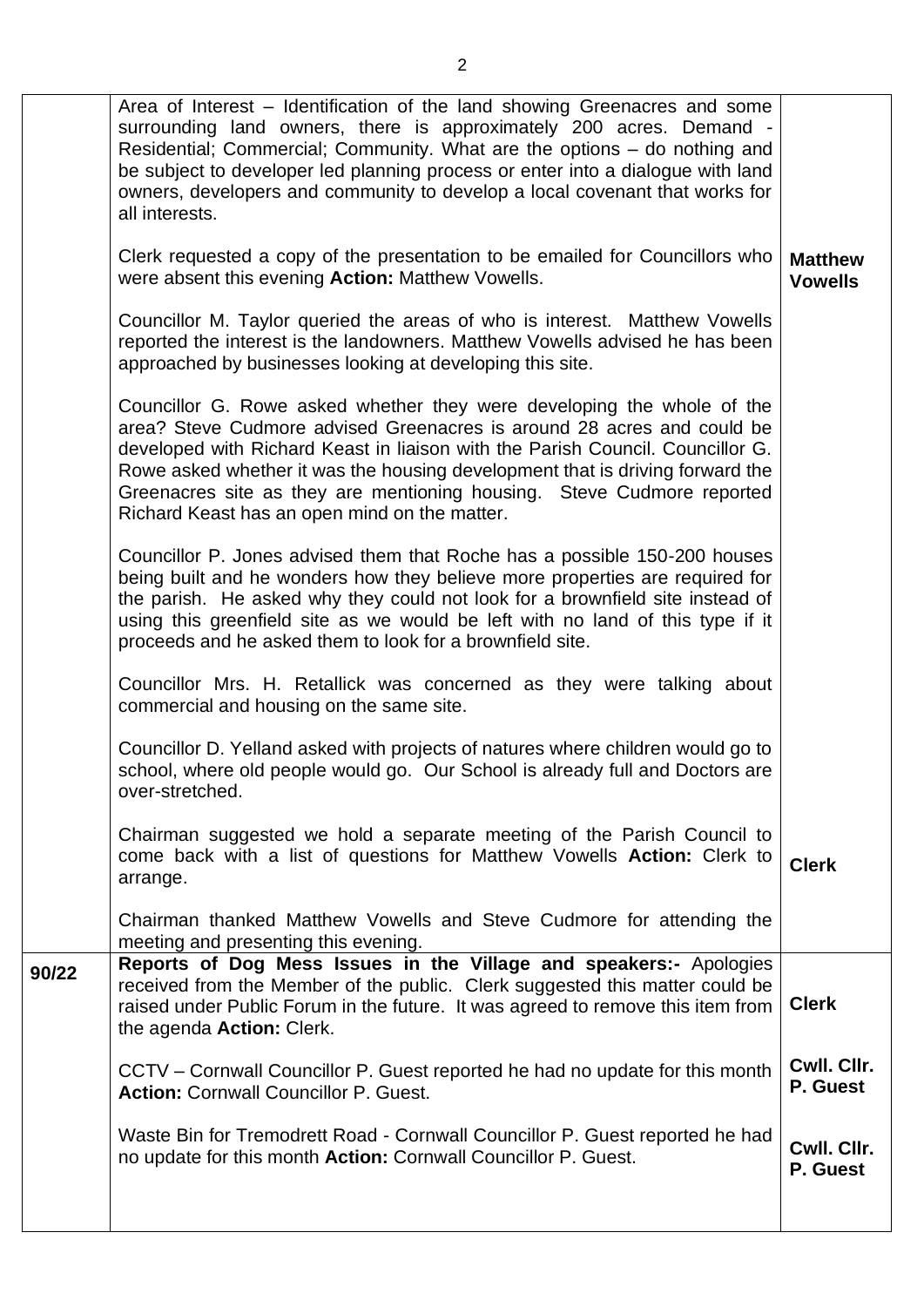| | | |
|---|---|---|
| | Area of Interest – Identification of the land showing Greenacres and some surrounding land owners, there is approximately 200 acres. Demand - Residential; Commercial; Community. What are the options – do nothing and be subject to developer led planning process or enter into a dialogue with land owners, developers and community to develop a local covenant that works for all interests. | |
| | Clerk requested a copy of the presentation to be emailed for Councillors who were absent this evening **Action:** Matthew Vowells. | **Matthew Vowells** |
| | Councillor M. Taylor queried the areas of who is interest. Matthew Vowells reported the interest is the landowners. Matthew Vowells advised he has been approached by businesses looking at developing this site. | |
| | Councillor G. Rowe asked whether they were developing the whole of the area? Steve Cudmore advised Greenacres is around 28 acres and could be developed with Richard Keast in liaison with the Parish Council. Councillor G. Rowe asked whether it was the housing development that is driving forward the Greenacres site as they are mentioning housing. Steve Cudmore reported Richard Keast has an open mind on the matter. | |
| | Councillor P. Jones advised them that Roche has a possible 150-200 houses being built and he wonders how they believe more properties are required for the parish. He asked why they could not look for a brownfield site instead of using this greenfield site as we would be left with no land of this type if it proceeds and he asked them to look for a brownfield site. | |
| | Councillor Mrs. H. Retallick was concerned as they were talking about commercial and housing on the same site. | |
| | Councillor D. Yelland asked with projects of natures where children would go to school, where old people would go. Our School is already full and Doctors are over-stretched. | |
| | Chairman suggested we hold a separate meeting of the Parish Council to come back with a list of questions for Matthew Vowells **Action:** Clerk to arrange. | **Clerk** |
| | Chairman thanked Matthew Vowells and Steve Cudmore for attending the meeting and presenting this evening. | |
| 90/22 | **Reports of Dog Mess Issues in the Village and speakers:-** Apologies received from the Member of the public. Clerk suggested this matter could be raised under Public Forum in the future. It was agreed to remove this item from the agenda **Action:** Clerk. | **Clerk** |
| | CCTV – Cornwall Councillor P. Guest reported he had no update for this month **Action:** Cornwall Councillor P. Guest. | **Cwll. Cllr. P. Guest** |
| | Waste Bin for Tremodrett Road - Cornwall Councillor P. Guest reported he had no update for this month **Action:** Cornwall Councillor P. Guest. | **Cwll. Cllr. P. Guest** |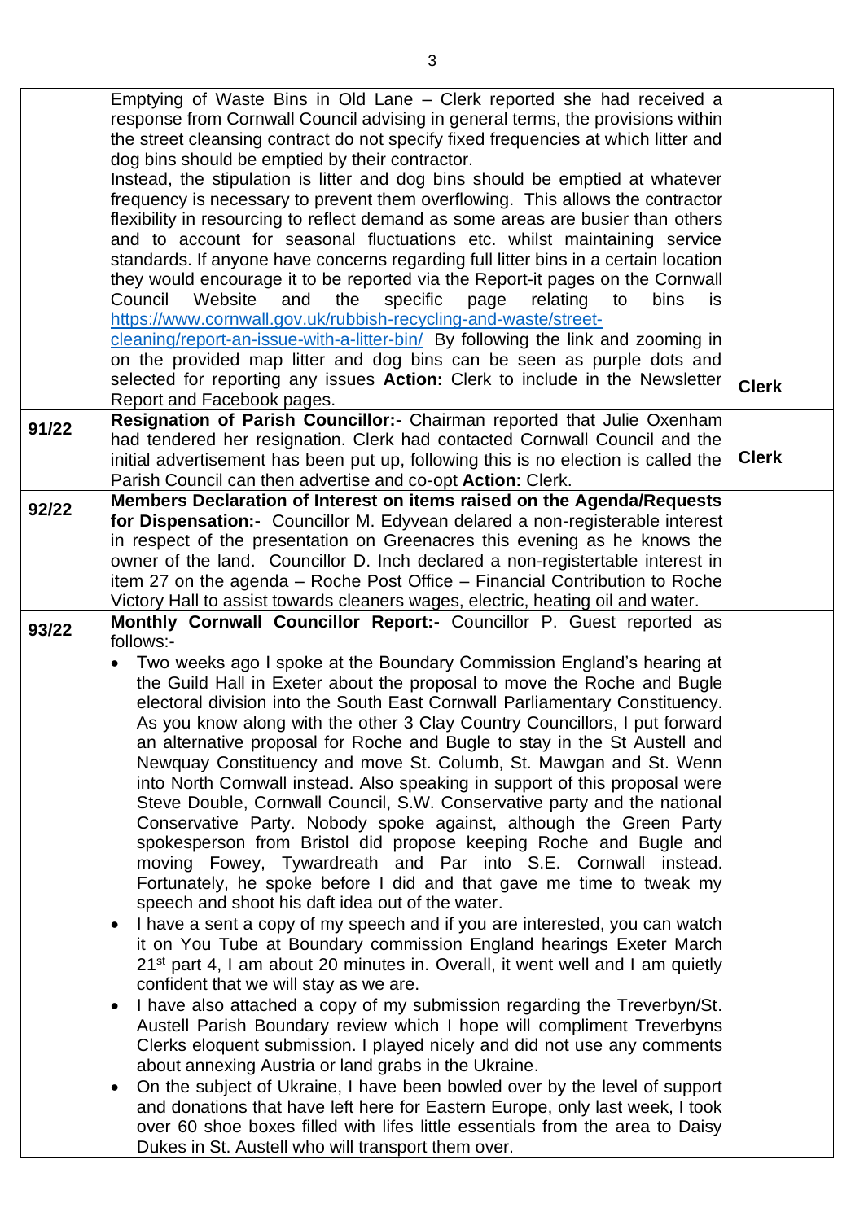| | | |
|---|---|---|
| | Emptying of Waste Bins in Old Lane – Clerk reported she had received a response from Cornwall Council advising in general terms, the provisions within the street cleansing contract do not specify fixed frequencies at which litter and dog bins should be emptied by their contractor.<br>Instead, the stipulation is litter and dog bins should be emptied at whatever frequency is necessary to prevent them overflowing. This allows the contractor flexibility in resourcing to reflect demand as some areas are busier than others and to account for seasonal fluctuations etc. whilst maintaining service standards. If anyone have concerns regarding full litter bins in a certain location they would encourage it to be reported via the Report-it pages on the Cornwall Council Website and the specific page relating to bins is https://www.cornwall.gov.uk/rubbish-recycling-and-waste/street-cleaning/report-an-issue-with-a-litter-bin/ By following the link and zooming in on the provided map litter and dog bins can be seen as purple dots and selected for reporting any issues **Action:** Clerk to include in the Newsletter Report and Facebook pages. | **Clerk** |
| **91/22** | **Resignation of Parish Councillor:-** Chairman reported that Julie Oxenham had tendered her resignation. Clerk had contacted Cornwall Council and the initial advertisement has been put up, following this is no election is called the Parish Council can then advertise and co-opt **Action:** Clerk. | **Clerk** |
| **92/22** | **Members Declaration of Interest on items raised on the Agenda/Requests for Dispensation:-** Councillor M. Edyvean delared a non-registerable interest in respect of the presentation on Greenacres this evening as he knows the owner of the land. Councillor D. Inch declared a non-registertable interest in item 27 on the agenda – Roche Post Office – Financial Contribution to Roche Victory Hall to assist towards cleaners wages, electric, heating oil and water. | |
| **93/22** | **Monthly Cornwall Councillor Report:-** Councillor P. Guest reported as follows:-<br>• Two weeks ago I spoke at the Boundary Commission England's hearing at the Guild Hall in Exeter about the proposal to move the Roche and Bugle electoral division into the South East Cornwall Parliamentary Constituency. As you know along with the other 3 Clay Country Councillors, I put forward an alternative proposal for Roche and Bugle to stay in the St Austell and Newquay Constituency and move St. Columb, St. Mawgan and St. Wenn into North Cornwall instead. Also speaking in support of this proposal were Steve Double, Cornwall Council, S.W. Conservative party and the national Conservative Party. Nobody spoke against, although the Green Party spokesperson from Bristol did propose keeping Roche and Bugle and moving Fowey, Tywardreath and Par into S.E. Cornwall instead. Fortunately, he spoke before I did and that gave me time to tweak my speech and shoot his daft idea out of the water.<br>• I have a sent a copy of my speech and if you are interested, you can watch it on You Tube at Boundary commission England hearings Exeter March 21st part 4, I am about 20 minutes in. Overall, it went well and I am quietly confident that we will stay as we are.<br>• I have also attached a copy of my submission regarding the Treverbyn/St. Austell Parish Boundary review which I hope will compliment Treverbyns Clerks eloquent submission. I played nicely and did not use any comments about annexing Austria or land grabs in the Ukraine.<br>• On the subject of Ukraine, I have been bowled over by the level of support and donations that have left here for Eastern Europe, only last week, I took over 60 shoe boxes filled with lifes little essentials from the area to Daisy Dukes in St. Austell who will transport them over. | |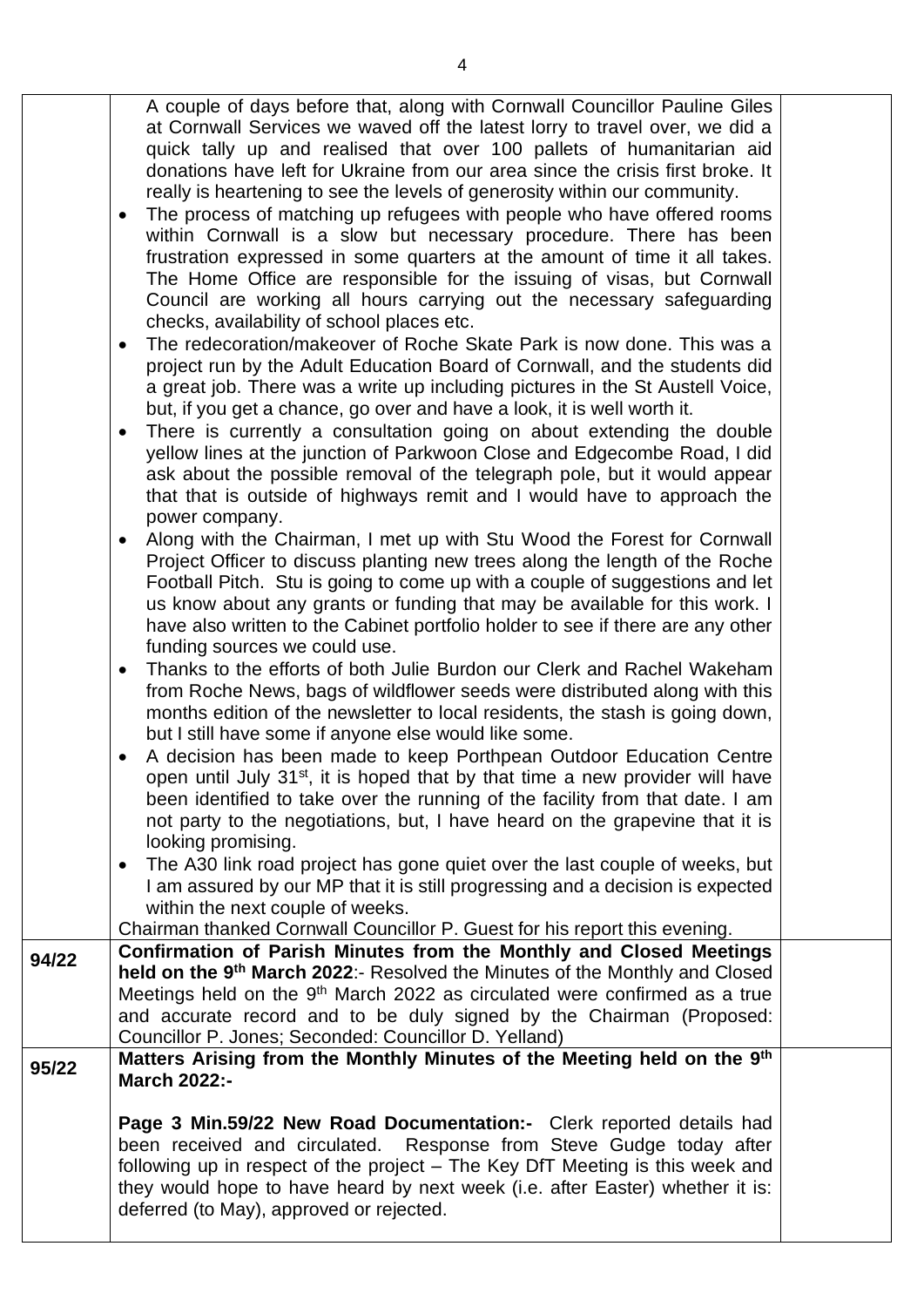| | | |
|---|---|---|
| | A couple of days before that, along with Cornwall Councillor Pauline Giles at Cornwall Services we waved off the latest lorry to travel over, we did a quick tally up and realised that over 100 pallets of humanitarian aid donations have left for Ukraine from our area since the crisis first broke. It really is heartening to see the levels of generosity within our community.<br>• The process of matching up refugees with people who have offered rooms within Cornwall is a slow but necessary procedure. There has been frustration expressed in some quarters at the amount of time it all takes. The Home Office are responsible for the issuing of visas, but Cornwall Council are working all hours carrying out the necessary safeguarding checks, availability of school places etc.<br>• The redecoration/makeover of Roche Skate Park is now done. This was a project run by the Adult Education Board of Cornwall, and the students did a great job. There was a write up including pictures in the St Austell Voice, but, if you get a chance, go over and have a look, it is well worth it.<br>• There is currently a consultation going on about extending the double yellow lines at the junction of Parkwoon Close and Edgecombe Road, I did ask about the possible removal of the telegraph pole, but it would appear that that is outside of highways remit and I would have to approach the power company.<br>• Along with the Chairman, I met up with Stu Wood the Forest for Cornwall Project Officer to discuss planting new trees along the length of the Roche Football Pitch. Stu is going to come up with a couple of suggestions and let us know about any grants or funding that may be available for this work. I have also written to the Cabinet portfolio holder to see if there are any other funding sources we could use.<br>• Thanks to the efforts of both Julie Burdon our Clerk and Rachel Wakeham from Roche News, bags of wildflower seeds were distributed along with this months edition of the newsletter to local residents, the stash is going down, but I still have some if anyone else would like some.<br>• A decision has been made to keep Porthpean Outdoor Education Centre open until July 31st, it is hoped that by that time a new provider will have been identified to take over the running of the facility from that date. I am not party to the negotiations, but, I have heard on the grapevine that it is looking promising.<br>• The A30 link road project has gone quiet over the last couple of weeks, but I am assured by our MP that it is still progressing and a decision is expected within the next couple of weeks.<br>Chairman thanked Cornwall Councillor P. Guest for his report this evening. | |
| 94/22 | **Confirmation of Parish Minutes from the Monthly and Closed Meetings held on the 9th March 2022**:- Resolved the Minutes of the Monthly and Closed Meetings held on the 9th March 2022 as circulated were confirmed as a true and accurate record and to be duly signed by the Chairman (Proposed: Councillor P. Jones; Seconded: Councillor D. Yelland) | |
| 95/22 | **Matters Arising from the Monthly Minutes of the Meeting held on the 9th March 2022:-**<br><br>**Page 3 Min.59/22 New Road Documentation:-** Clerk reported details had been received and circulated. Response from Steve Gudge today after following up in respect of the project – The Key DfT Meeting is this week and they would hope to have heard by next week (i.e. after Easter) whether it is: deferred (to May), approved or rejected. | |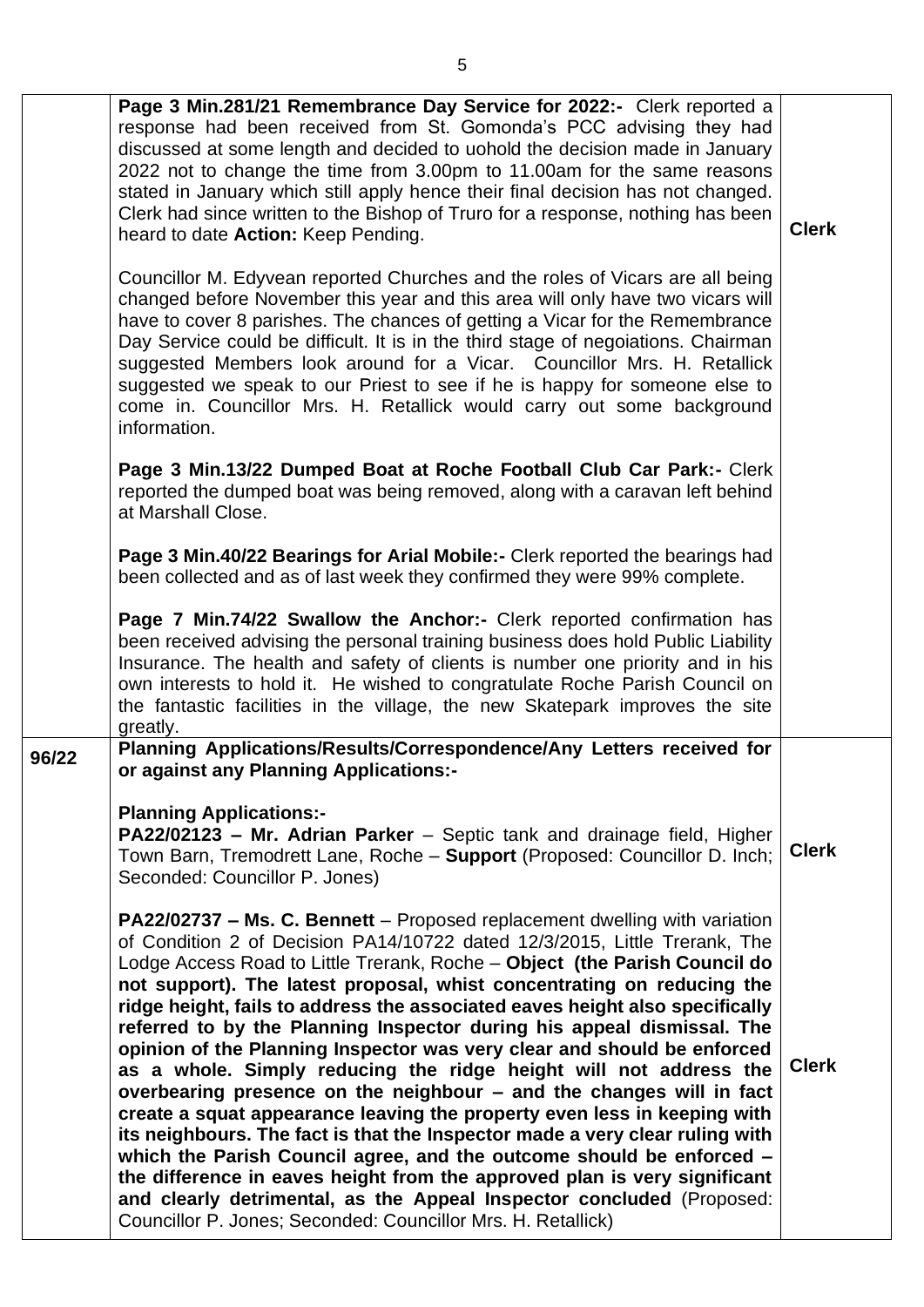| | | |
|---|---|---|
| | **Page 3 Min.281/21 Remembrance Day Service for 2022:-** Clerk reported a response had been received from St. Gomonda's PCC advising they had discussed at some length and decided to uohold the decision made in January 2022 not to change the time from 3.00pm to 11.00am for the same reasons stated in January which still apply hence their final decision has not changed. Clerk had since written to the Bishop of Truro for a response, nothing has been heard to date **Action:** Keep Pending.<br><br>Councillor M. Edyvean reported Churches and the roles of Vicars are all being changed before November this year and this area will only have two vicars will have to cover 8 parishes. The chances of getting a Vicar for the Remembrance Day Service could be difficult. It is in the third stage of negoiations. Chairman suggested Members look around for a Vicar. Councillor Mrs. H. Retallick suggested we speak to our Priest to see if he is happy for someone else to come in. Councillor Mrs. H. Retallick would carry out some background information.<br><br>**Page 3 Min.13/22 Dumped Boat at Roche Football Club Car Park:-** Clerk reported the dumped boat was being removed, along with a caravan left behind at Marshall Close.<br><br>**Page 3 Min.40/22 Bearings for Arial Mobile:-** Clerk reported the bearings had been collected and as of last week they confirmed they were 99% complete.<br><br>**Page 7 Min.74/22 Swallow the Anchor:-** Clerk reported confirmation has been received advising the personal training business does hold Public Liability Insurance. The health and safety of clients is number one priority and in his own interests to hold it. He wished to congratulate Roche Parish Council on the fantastic facilities in the village, the new Skatepark improves the site greatly. | **Clerk** |
| **96/22** | **Planning Applications/Results/Correspondence/Any Letters received for or against any Planning Applications:-**<br><br>**Planning Applications:-**<br>**PA22/02123 – Mr. Adrian Parker** – Septic tank and drainage field, Higher Town Barn, Tremodrett Lane, Roche – **Support** (Proposed: Councillor D. Inch; Seconded: Councillor P. Jones)<br><br>**PA22/02737 – Ms. C. Bennett** – Proposed replacement dwelling with variation of Condition 2 of Decision PA14/10722 dated 12/3/2015, Little Trerank, The Lodge Access Road to Little Trerank, Roche – **Object (the Parish Council do not support). The latest proposal, whist concentrating on reducing the ridge height, fails to address the associated eaves height also specifically referred to by the Planning Inspector during his appeal dismissal. The opinion of the Planning Inspector was very clear and should be enforced as a whole. Simply reducing the ridge height will not address the overbearing presence on the neighbour – and the changes will in fact create a squat appearance leaving the property even less in keeping with its neighbours. The fact is that the Inspector made a very clear ruling with which the Parish Council agree, and the outcome should be enforced – the difference in eaves height from the approved plan is very significant and clearly detrimental, as the Appeal Inspector concluded** (Proposed: Councillor P. Jones; Seconded: Councillor Mrs. H. Retallick) | **Clerk**<br><br>**Clerk** |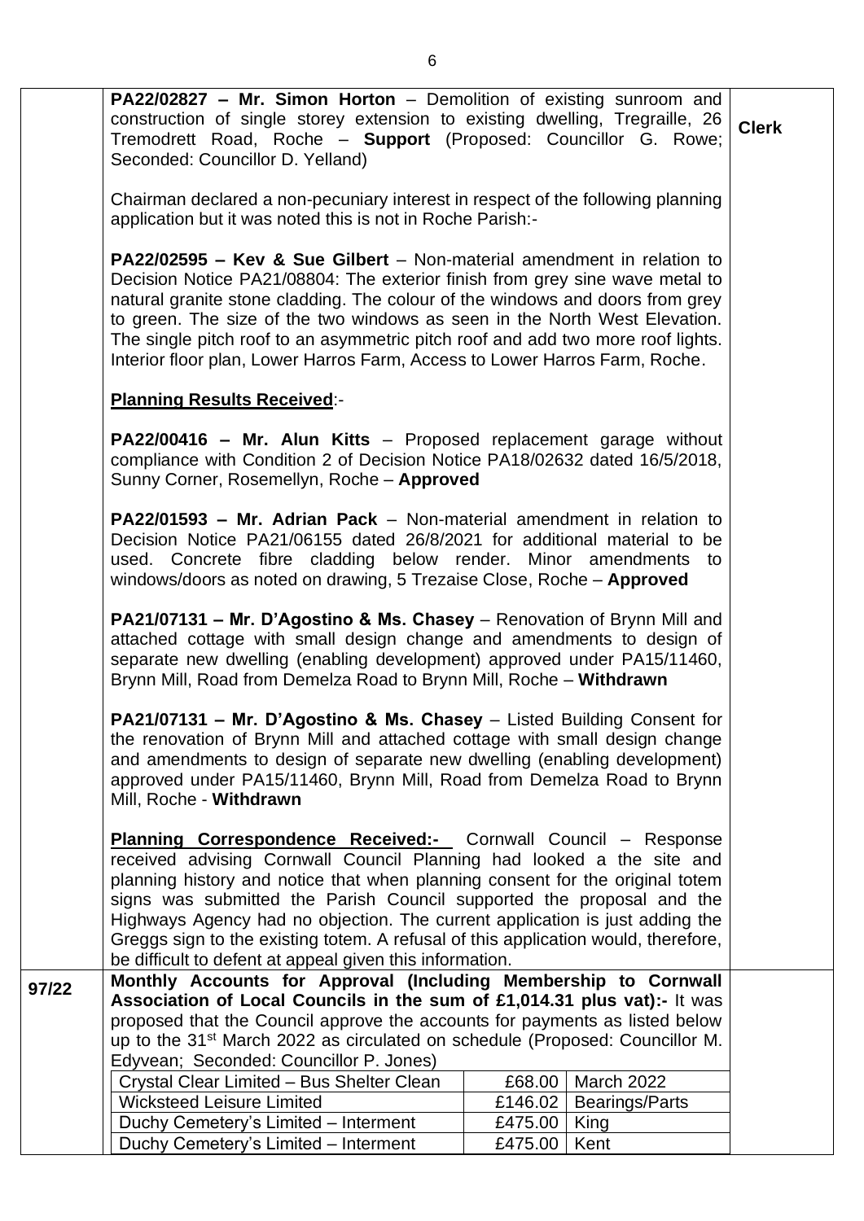**PA22/02827 – Mr. Simon Horton** – Demolition of existing sunroom and construction of single storey extension to existing dwelling, Tregraille, 26 Tremodrett Road, Roche – **Support** (Proposed: Councillor G. Rowe; Seconded: Councillor D. Yelland) — **Clerk**

Chairman declared a non-pecuniary interest in respect of the following planning application but it was noted this is not in Roche Parish:-

**PA22/02595 – Kev & Sue Gilbert** – Non-material amendment in relation to Decision Notice PA21/08804: The exterior finish from grey sine wave metal to natural granite stone cladding. The colour of the windows and doors from grey to green. The size of the two windows as seen in the North West Elevation. The single pitch roof to an asymmetric pitch roof and add two more roof lights. Interior floor plan, Lower Harros Farm, Access to Lower Harros Farm, Roche.

**Planning Results Received**:-

**PA22/00416 – Mr. Alun Kitts** – Proposed replacement garage without compliance with Condition 2 of Decision Notice PA18/02632 dated 16/5/2018, Sunny Corner, Rosemellyn, Roche – **Approved**

**PA22/01593 – Mr. Adrian Pack** – Non-material amendment in relation to Decision Notice PA21/06155 dated 26/8/2021 for additional material to be used. Concrete fibre cladding below render. Minor amendments to windows/doors as noted on drawing, 5 Trezaise Close, Roche – **Approved**

**PA21/07131 – Mr. D'Agostino & Ms. Chasey** – Renovation of Brynn Mill and attached cottage with small design change and amendments to design of separate new dwelling (enabling development) approved under PA15/11460, Brynn Mill, Road from Demelza Road to Brynn Mill, Roche – **Withdrawn**

**PA21/07131 – Mr. D'Agostino & Ms. Chasey** – Listed Building Consent for the renovation of Brynn Mill and attached cottage with small design change and amendments to design of separate new dwelling (enabling development) approved under PA15/11460, Brynn Mill, Road from Demelza Road to Brynn Mill, Roche - **Withdrawn**

**Planning Correspondence Received:-** Cornwall Council – Response received advising Cornwall Council Planning had looked a the site and planning history and notice that when planning consent for the original totem signs was submitted the Parish Council supported the proposal and the Highways Agency had no objection. The current application is just adding the Greggs sign to the existing totem. A refusal of this application would, therefore, be difficult to defent at appeal given this information.

**97/22** **Monthly Accounts for Approval (Including Membership to Cornwall Association of Local Councils in the sum of £1,014.31 plus vat):-** It was proposed that the Council approve the accounts for payments as listed below up to the 31st March 2022 as circulated on schedule (Proposed: Councillor M. Edyvean; Seconded: Councillor P. Jones)

| | | |
|---|---|---|
| Crystal Clear Limited – Bus Shelter Clean | £68.00 | March 2022 |
| Wicksteed Leisure Limited | £146.02 | Bearings/Parts |
| Duchy Cemetery's Limited – Interment | £475.00 | King |
| Duchy Cemetery's Limited – Interment | £475.00 | Kent |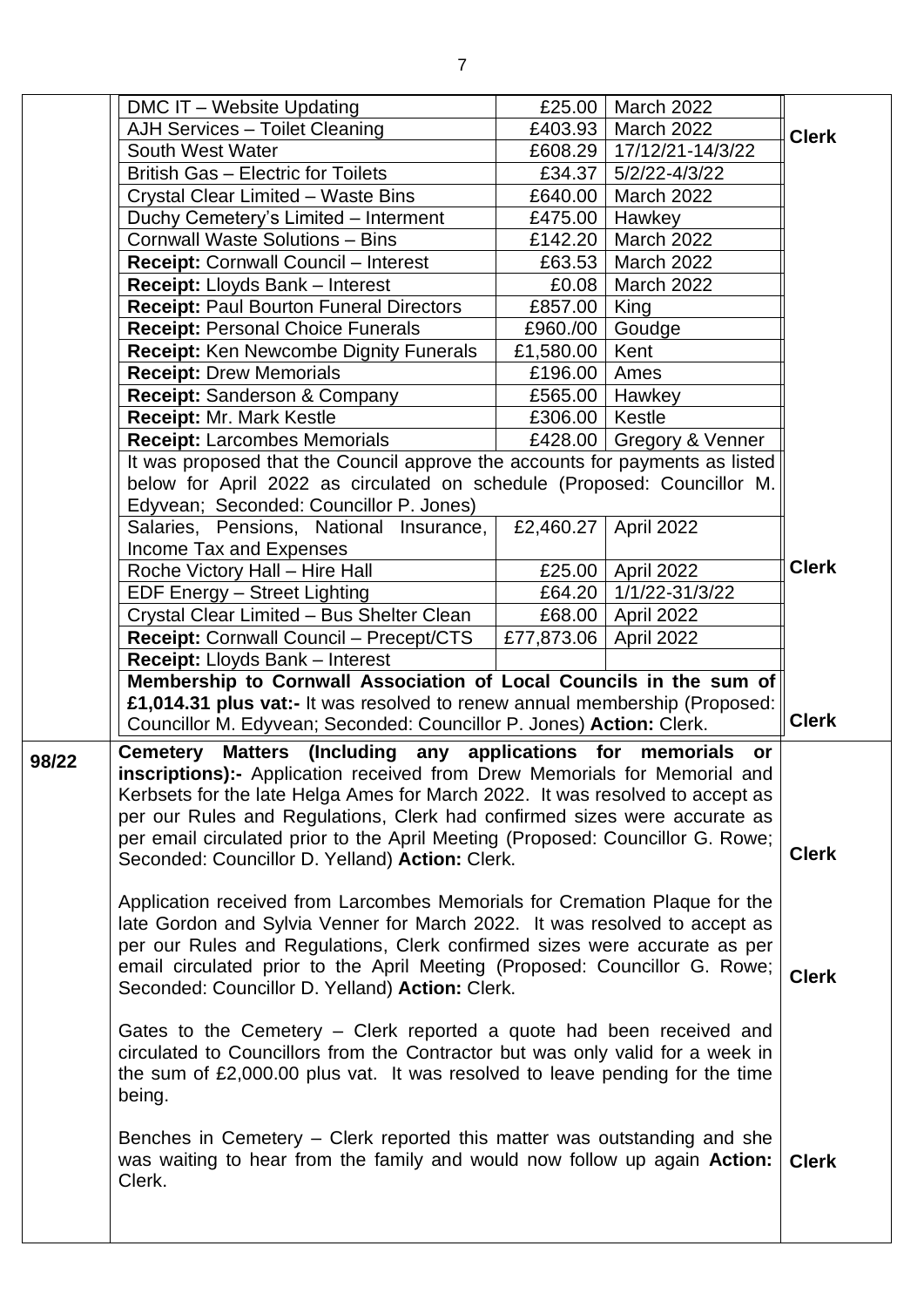| | | | | |
|---|---|---|---|---|
| | DMC IT – Website Updating | £25.00 | March 2022 | **Clerk** |
| | AJH Services – Toilet Cleaning | £403.93 | March 2022 | |
| | South West Water | £608.29 | 17/12/21-14/3/22 | |
| | British Gas – Electric for Toilets | £34.37 | 5/2/22-4/3/22 | |
| | Crystal Clear Limited – Waste Bins | £640.00 | March 2022 | |
| | Duchy Cemetery's Limited – Interment | £475.00 | Hawkey | |
| | Cornwall Waste Solutions – Bins | £142.20 | March 2022 | |
| | **Receipt:** Cornwall Council – Interest | £63.53 | March 2022 | |
| | **Receipt:** Lloyds Bank – Interest | £0.08 | March 2022 | |
| | **Receipt:** Paul Bourton Funeral Directors | £857.00 | King | |
| | **Receipt:** Personal Choice Funerals | £960./00 | Goudge | |
| | **Receipt:** Ken Newcombe Dignity Funerals | £1,580.00 | Kent | |
| | **Receipt:** Drew Memorials | £196.00 | Ames | |
| | **Receipt:** Sanderson & Company | £565.00 | Hawkey | |
| | **Receipt:** Mr. Mark Kestle | £306.00 | Kestle | |
| | **Receipt:** Larcombes Memorials | £428.00 | Gregory & Venner | |
| | It was proposed that the Council approve the accounts for payments as listed below for April 2022 as circulated on schedule (Proposed: Councillor M. Edyvean; Seconded: Councillor P. Jones) | | | |
| | Salaries, Pensions, National Insurance, Income Tax and Expenses | £2,460.27 | April 2022 | |
| | Roche Victory Hall – Hire Hall | £25.00 | April 2022 | **Clerk** |
| | EDF Energy – Street Lighting | £64.20 | 1/1/22-31/3/22 | |
| | Crystal Clear Limited – Bus Shelter Clean | £68.00 | April 2022 | |
| | **Receipt:** Cornwall Council – Precept/CTS | £77,873.06 | April 2022 | |
| | **Receipt:** Lloyds Bank – Interest | | | |
| | **Membership to Cornwall Association of Local Councils in the sum of £1,014.31 plus vat:-** It was resolved to renew annual membership (Proposed: Councillor M. Edyvean; Seconded: Councillor P. Jones) **Action:** Clerk. | | | **Clerk** |
| **98/22** | **Cemetery Matters (Including any applications for memorials or inscriptions):-** Application received from Drew Memorials for Memorial and Kerbsets for the late Helga Ames for March 2022. It was resolved to accept as per our Rules and Regulations, Clerk had confirmed sizes were accurate as per email circulated prior to the April Meeting (Proposed: Councillor G. Rowe; Seconded: Councillor D. Yelland) **Action:** Clerk. | | | **Clerk** |
| | Application received from Larcombes Memorials for Cremation Plaque for the late Gordon and Sylvia Venner for March 2022. It was resolved to accept as per our Rules and Regulations, Clerk confirmed sizes were accurate as per email circulated prior to the April Meeting (Proposed: Councillor G. Rowe; Seconded: Councillor D. Yelland) **Action:** Clerk. | | | **Clerk** |
| | Gates to the Cemetery – Clerk reported a quote had been received and circulated to Councillors from the Contractor but was only valid for a week in the sum of £2,000.00 plus vat. It was resolved to leave pending for the time being. | | | |
| | Benches in Cemetery – Clerk reported this matter was outstanding and she was waiting to hear from the family and would now follow up again **Action:** Clerk. | | | **Clerk** |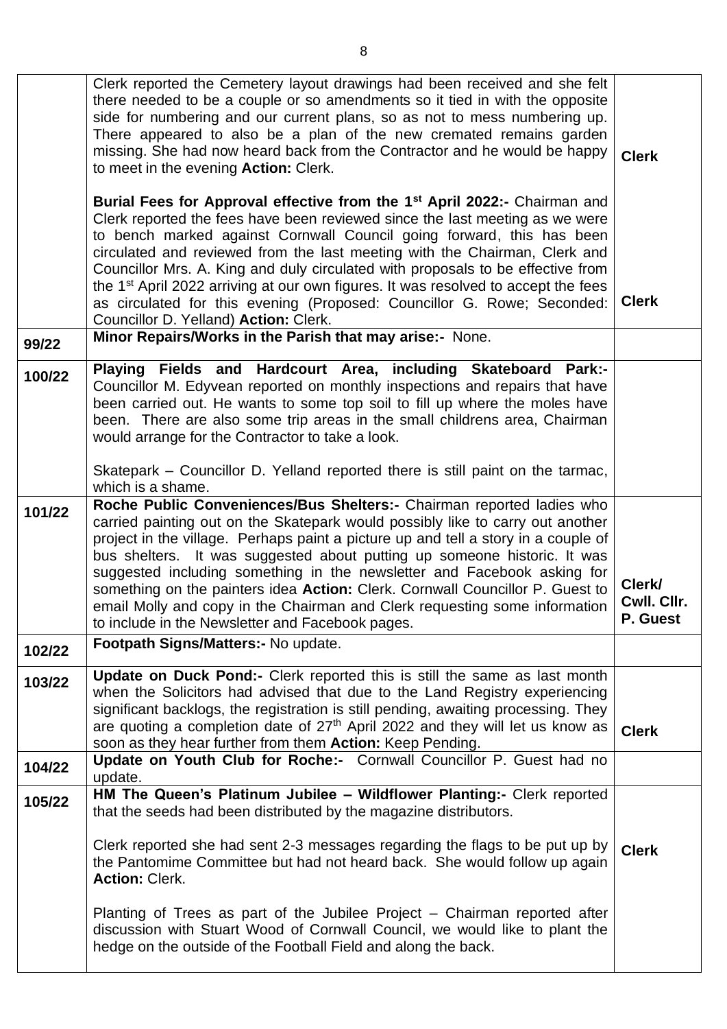| | | |
|---|---|---|
| | Clerk reported the Cemetery layout drawings had been received and she felt there needed to be a couple or so amendments so it tied in with the opposite side for numbering and our current plans, so as not to mess numbering up. There appeared to also be a plan of the new cremated remains garden missing. She had now heard back from the Contractor and he would be happy to meet in the evening **Action:** Clerk.<br><br>**Burial Fees for Approval effective from the 1st April 2022:-** Chairman and Clerk reported the fees have been reviewed since the last meeting as we were to bench marked against Cornwall Council going forward, this has been circulated and reviewed from the last meeting with the Chairman, Clerk and Councillor Mrs. A. King and duly circulated with proposals to be effective from the 1st April 2022 arriving at our own figures. It was resolved to accept the fees as circulated for this evening (Proposed: Councillor G. Rowe; Seconded: Councillor D. Yelland) **Action:** Clerk. | **Clerk**<br><br>**Clerk** |
| 99/22 | **Minor Repairs/Works in the Parish that may arise:-** None. | |
| 100/22 | **Playing Fields and Hardcourt Area, including Skateboard Park:-** Councillor M. Edyvean reported on monthly inspections and repairs that have been carried out. He wants to some top soil to fill up where the moles have been. There are also some trip areas in the small childrens area, Chairman would arrange for the Contractor to take a look.<br><br>Skatepark – Councillor D. Yelland reported there is still paint on the tarmac, which is a shame. | |
| 101/22 | **Roche Public Conveniences/Bus Shelters:-** Chairman reported ladies who carried painting out on the Skatepark would possibly like to carry out another project in the village. Perhaps paint a picture up and tell a story in a couple of bus shelters. It was suggested about putting up someone historic. It was suggested including something in the newsletter and Facebook asking for something on the painters idea **Action:** Clerk. Cornwall Councillor P. Guest to email Molly and copy in the Chairman and Clerk requesting some information to include in the Newsletter and Facebook pages. | **Clerk/ Cwll. Cllr. P. Guest** |
| 102/22 | **Footpath Signs/Matters:-** No update. | |
| 103/22 | **Update on Duck Pond:-** Clerk reported this is still the same as last month when the Solicitors had advised that due to the Land Registry experiencing significant backlogs, the registration is still pending, awaiting processing. They are quoting a completion date of 27th April 2022 and they will let us know as soon as they hear further from them **Action:** Keep Pending. | **Clerk** |
| 104/22 | **Update on Youth Club for Roche:-** Cornwall Councillor P. Guest had no update. | |
| 105/22 | **HM The Queen's Platinum Jubilee – Wildflower Planting:-** Clerk reported that the seeds had been distributed by the magazine distributors.<br><br>Clerk reported she had sent 2-3 messages regarding the flags to be put up by the Pantomime Committee but had not heard back. She would follow up again **Action:** Clerk.<br><br>Planting of Trees as part of the Jubilee Project – Chairman reported after discussion with Stuart Wood of Cornwall Council, we would like to plant the hedge on the outside of the Football Field and along the back. | **Clerk** |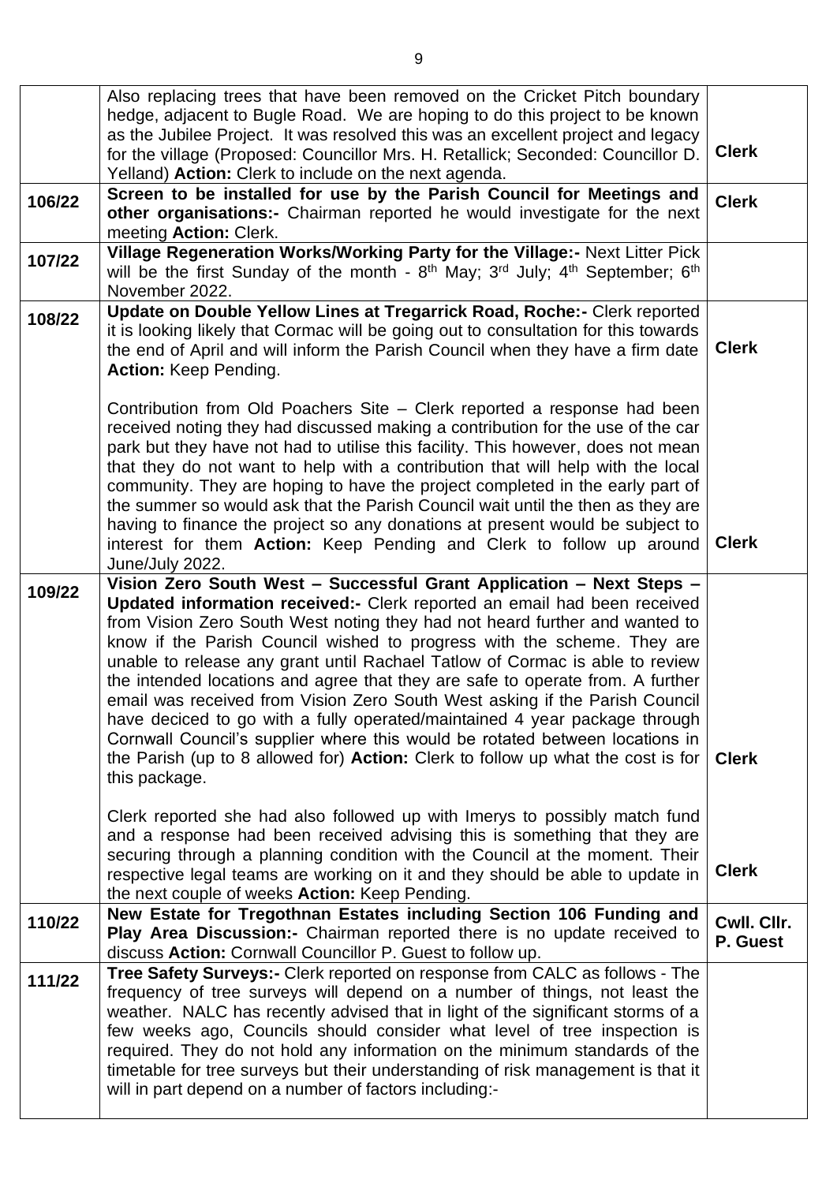| | | |
|---|---|---|
| | Also replacing trees that have been removed on the Cricket Pitch boundary hedge, adjacent to Bugle Road. We are hoping to do this project to be known as the Jubilee Project. It was resolved this was an excellent project and legacy for the village (Proposed: Councillor Mrs. H. Retallick; Seconded: Councillor D. Yelland) **Action:** Clerk to include on the next agenda. | **Clerk** |
| **106/22** | **Screen to be installed for use by the Parish Council for Meetings and other organisations:-** Chairman reported he would investigate for the next meeting **Action:** Clerk. | **Clerk** |
| **107/22** | **Village Regeneration Works/Working Party for the Village:-** Next Litter Pick will be the first Sunday of the month - 8th May; 3rd July; 4th September; 6th November 2022. | |
| **108/22** | **Update on Double Yellow Lines at Tregarrick Road, Roche:-** Clerk reported it is looking likely that Cormac will be going out to consultation for this towards the end of April and will inform the Parish Council when they have a firm date **Action:** Keep Pending.<br><br>Contribution from Old Poachers Site – Clerk reported a response had been received noting they had discussed making a contribution for the use of the car park but they have not had to utilise this facility. This however, does not mean that they do not want to help with a contribution that will help with the local community. They are hoping to have the project completed in the early part of the summer so would ask that the Parish Council wait until the then as they are having to finance the project so any donations at present would be subject to interest for them **Action:** Keep Pending and Clerk to follow up around June/July 2022. | **Clerk**<br><br><br><br><br><br>**Clerk** |
| **109/22** | **Vision Zero South West – Successful Grant Application – Next Steps – Updated information received:-** Clerk reported an email had been received from Vision Zero South West noting they had not heard further and wanted to know if the Parish Council wished to progress with the scheme. They are unable to release any grant until Rachael Tatlow of Cormac is able to review the intended locations and agree that they are safe to operate from. A further email was received from Vision Zero South West asking if the Parish Council have deciced to go with a fully operated/maintained 4 year package through Cornwall Council's supplier where this would be rotated between locations in the Parish (up to 8 allowed for) **Action:** Clerk to follow up what the cost is for this package.<br><br>Clerk reported she had also followed up with Imerys to possibly match fund and a response had been received advising this is something that they are securing through a planning condition with the Council at the moment. Their respective legal teams are working on it and they should be able to update in the next couple of weeks **Action:** Keep Pending. | **Clerk**<br><br><br><br>**Clerk** |
| **110/22** | **New Estate for Tregothnan Estates including Section 106 Funding and Play Area Discussion:-** Chairman reported there is no update received to discuss **Action:** Cornwall Councillor P. Guest to follow up. | **Cwll. Cllr. P. Guest** |
| **111/22** | **Tree Safety Surveys:-** Clerk reported on response from CALC as follows - The frequency of tree surveys will depend on a number of things, not least the weather. NALC has recently advised that in light of the significant storms of a few weeks ago, Councils should consider what level of tree inspection is required. They do not hold any information on the minimum standards of the timetable for tree surveys but their understanding of risk management is that it will in part depend on a number of factors including:- | |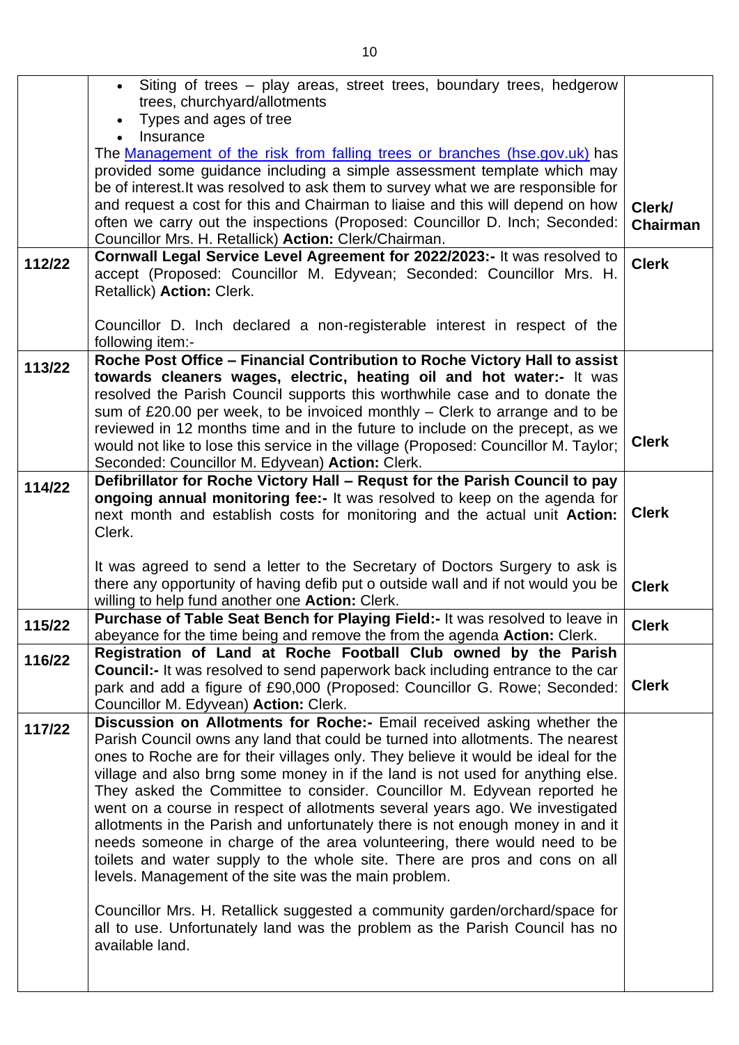| | | |
|---|---|---|
| | • Siting of trees – play areas, street trees, boundary trees, hedgerow trees, churchyard/allotments<br>• Types and ages of tree<br>• Insurance<br>The [Management of the risk from falling trees or branches (hse.gov.uk)](https://www.hse.gov.uk) has provided some guidance including a simple assessment template which may be of interest.It was resolved to ask them to survey what we are responsible for and request a cost for this and Chairman to liaise and this will depend on how often we carry out the inspections (Proposed: Councillor D. Inch; Seconded: Councillor Mrs. H. Retallick) **Action:** Clerk/Chairman. | **Clerk/ Chairman** |
| **112/22** | **Cornwall Legal Service Level Agreement for 2022/2023:-** It was resolved to accept (Proposed: Councillor M. Edyvean; Seconded: Councillor Mrs. H. Retallick) **Action:** Clerk.<br><br>Councillor D. Inch declared a non-registerable interest in respect of the following item:- | **Clerk** |
| **113/22** | **Roche Post Office – Financial Contribution to Roche Victory Hall to assist towards cleaners wages, electric, heating oil and hot water:-** It was resolved the Parish Council supports this worthwhile case and to donate the sum of £20.00 per week, to be invoiced monthly – Clerk to arrange and to be reviewed in 12 months time and in the future to include on the precept, as we would not like to lose this service in the village (Proposed: Councillor M. Taylor; Seconded: Councillor M. Edyvean) **Action:** Clerk. | **Clerk** |
| **114/22** | **Defibrillator for Roche Victory Hall – Requst for the Parish Council to pay ongoing annual monitoring fee:-** It was resolved to keep on the agenda for next month and establish costs for monitoring and the actual unit **Action:** Clerk.<br><br>It was agreed to send a letter to the Secretary of Doctors Surgery to ask is there any opportunity of having defib put o outside wall and if not would you be willing to help fund another one **Action:** Clerk. | **Clerk**<br><br>**Clerk** |
| **115/22** | **Purchase of Table Seat Bench for Playing Field:-** It was resolved to leave in abeyance for the time being and remove the from the agenda **Action:** Clerk. | **Clerk** |
| **116/22** | **Registration of Land at Roche Football Club owned by the Parish Council:-** It was resolved to send paperwork back including entrance to the car park and add a figure of £90,000 (Proposed: Councillor G. Rowe; Seconded: Councillor M. Edyvean) **Action:** Clerk. | **Clerk** |
| **117/22** | **Discussion on Allotments for Roche:-** Email received asking whether the Parish Council owns any land that could be turned into allotments. The nearest ones to Roche are for their villages only. They believe it would be ideal for the village and also brng some money in if the land is not used for anything else. They asked the Committee to consider. Councillor M. Edyvean reported he went on a course in respect of allotments several years ago. We investigated allotments in the Parish and unfortunately there is not enough money in and it needs someone in charge of the area volunteering, there would need to be toilets and water supply to the whole site. There are pros and cons on all levels. Management of the site was the main problem.<br><br>Councillor Mrs. H. Retallick suggested a community garden/orchard/space for all to use. Unfortunately land was the problem as the Parish Council has no available land. | |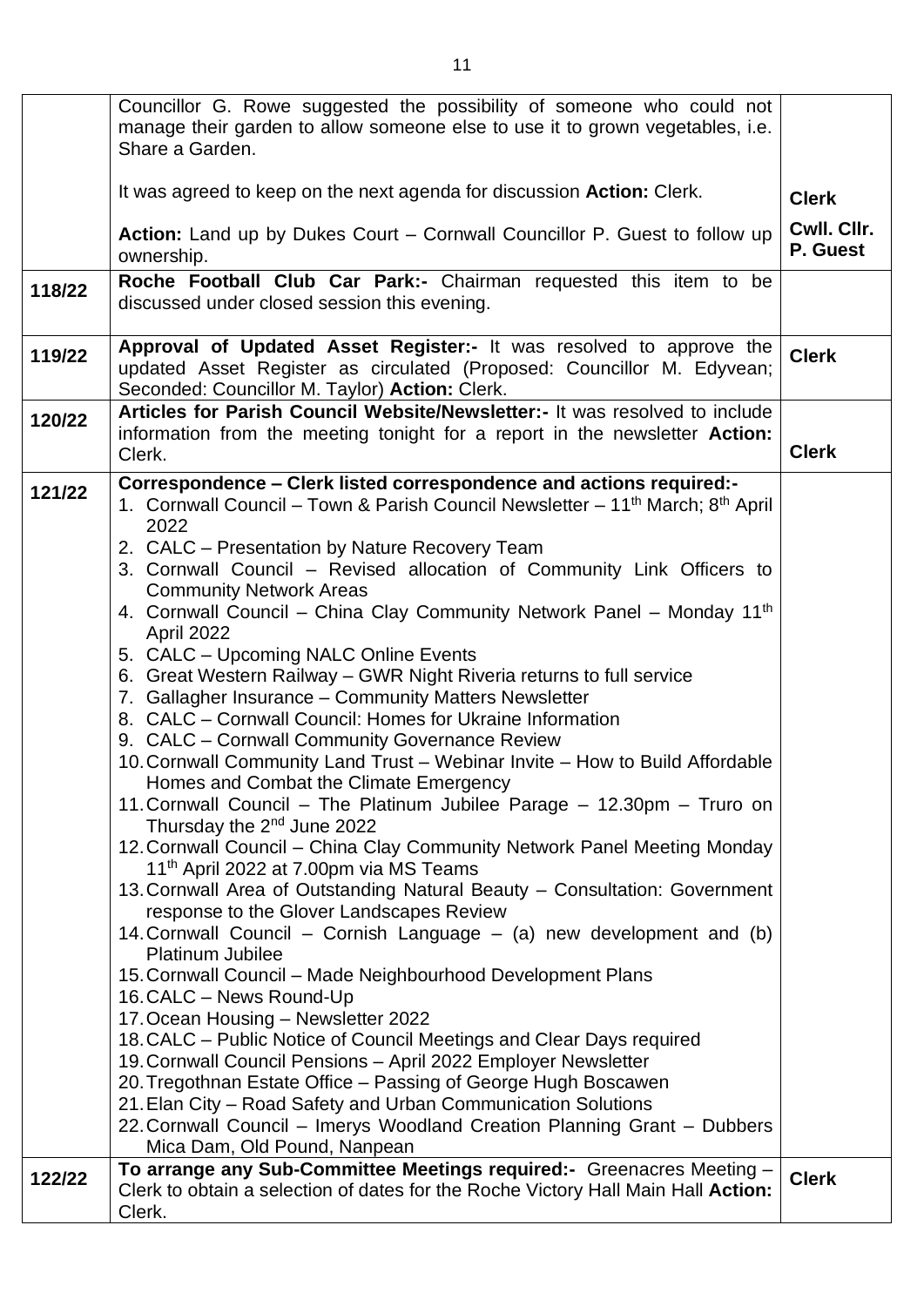| | | |
|---|---|---|
| | Councillor G. Rowe suggested the possibility of someone who could not manage their garden to allow someone else to use it to grown vegetables, i.e. Share a Garden.<br><br>It was agreed to keep on the next agenda for discussion **Action:** Clerk.<br><br>**Action:** Land up by Dukes Court – Cornwall Councillor P. Guest to follow up ownership. | **Clerk**<br><br>**Cwll. Cllr. P. Guest** |
| **118/22** | **Roche Football Club Car Park:-** Chairman requested this item to be discussed under closed session this evening. | |
| **119/22** | **Approval of Updated Asset Register:-** It was resolved to approve the updated Asset Register as circulated (Proposed: Councillor M. Edyvean; Seconded: Councillor M. Taylor) **Action:** Clerk. | **Clerk** |
| **120/22** | **Articles for Parish Council Website/Newsletter:-** It was resolved to include information from the meeting tonight for a report in the newsletter **Action:** Clerk. | **Clerk** |
| **121/22** | **Correspondence – Clerk listed correspondence and actions required:-**<br>1. Cornwall Council – Town & Parish Council Newsletter – 11th March; 8th April 2022<br>2. CALC – Presentation by Nature Recovery Team<br>3. Cornwall Council – Revised allocation of Community Link Officers to Community Network Areas<br>4. Cornwall Council – China Clay Community Network Panel – Monday 11th April 2022<br>5. CALC – Upcoming NALC Online Events<br>6. Great Western Railway – GWR Night Riveria returns to full service<br>7. Gallagher Insurance – Community Matters Newsletter<br>8. CALC – Cornwall Council: Homes for Ukraine Information<br>9. CALC – Cornwall Community Governance Review<br>10. Cornwall Community Land Trust – Webinar Invite – How to Build Affordable Homes and Combat the Climate Emergency<br>11. Cornwall Council – The Platinum Jubilee Parage – 12.30pm – Truro on Thursday the 2nd June 2022<br>12. Cornwall Council – China Clay Community Network Panel Meeting Monday 11th April 2022 at 7.00pm via MS Teams<br>13. Cornwall Area of Outstanding Natural Beauty – Consultation: Government response to the Glover Landscapes Review<br>14. Cornwall Council – Cornish Language – (a) new development and (b) Platinum Jubilee<br>15. Cornwall Council – Made Neighbourhood Development Plans<br>16. CALC – News Round-Up<br>17. Ocean Housing – Newsletter 2022<br>18. CALC – Public Notice of Council Meetings and Clear Days required<br>19. Cornwall Council Pensions – April 2022 Employer Newsletter<br>20. Tregothnan Estate Office – Passing of George Hugh Boscawen<br>21. Elan City – Road Safety and Urban Communication Solutions<br>22. Cornwall Council – Imerys Woodland Creation Planning Grant – Dubbers Mica Dam, Old Pound, Nanpean | |
| **122/22** | **To arrange any Sub-Committee Meetings required:-** Greenacres Meeting – Clerk to obtain a selection of dates for the Roche Victory Hall Main Hall **Action:** Clerk. | **Clerk** |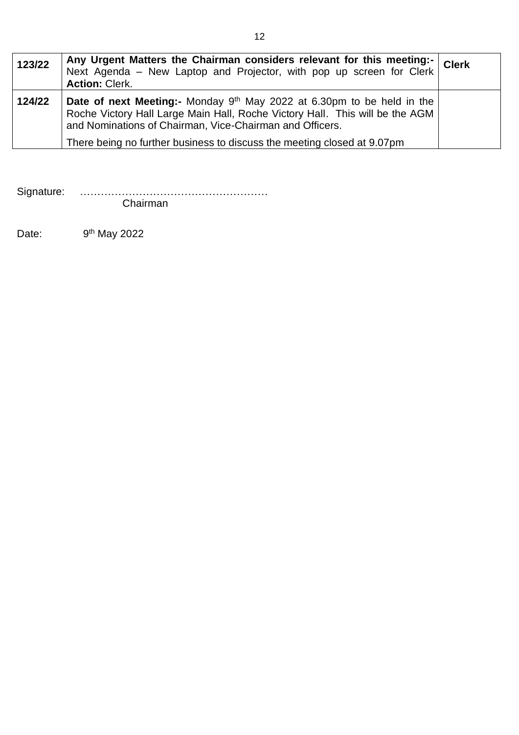| | | |
|---|---|---|
| **123/22** | **Any Urgent Matters the Chairman considers relevant for this meeting:-** Next Agenda – New Laptop and Projector, with pop up screen for Clerk **Action:** Clerk. | **Clerk** |
| **124/22** | **Date of next Meeting:-** Monday 9th May 2022 at 6.30pm to be held in the Roche Victory Hall Large Main Hall, Roche Victory Hall. This will be the AGM and Nominations of Chairman, Vice-Chairman and Officers.<br><br>There being no further business to discuss the meeting closed at 9.07pm | |

Signature: ………………………………………………
Chairman

Date: 9th May 2022